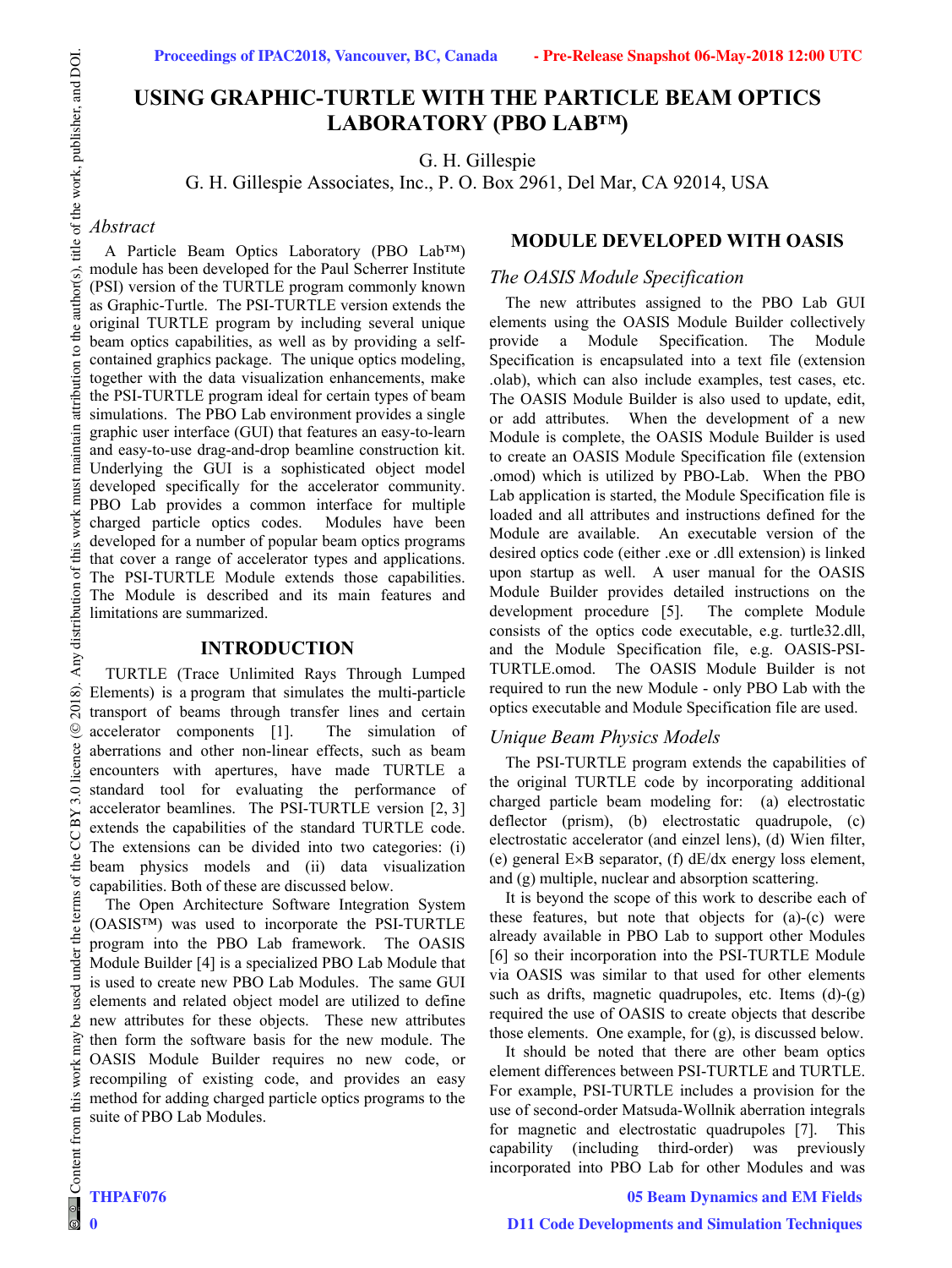# USING GRAPHIC-TURTLE WITH THE PARTICLE BEAM OPTICS LABORATORY (PBO LAB™)

G. H. Gillespie

G. H. Gillespie Associates, Inc., P. O. Box 2961, Del Mar, CA 92014, USA

## *Abstract*

A Particle Beam Optics Laboratory (PBO Lab™) module has been developed for the Paul Scherrer Institute (PSI) version of the TURTLE program commonly known as Graphic-Turtle. The PSI-TURTLE version extends the original TURTLE program by including several unique beam optics capabilities, as well as by providing a self-contained graphics package. The unique optics modeling, together with the data visualization enhancements, make the PSI-TURTLE program ideal for certain types of beam simulations. The PBO Lab environment provides a single graphic user interface (GUI) that features an easy-to-learn and easy-to-use drag-and-drop beamline construction kit. Underlying the GUI is a sophisticated object model developed specifically for the accelerator community. PBO Lab provides a common interface for multiple charged particle optics codes. Modules have been developed for a number of popular beam optics programs that cover a range of accelerator types and applications. The PSI-TURTLE Module extends those capabilities. The Module is described and its main features and limitations are summarized.

## INTRODUCTION

TURTLE (Trace Unlimited Rays Through Lumped Elements) is a program that simulates the multi-particle transport of beams through transfer lines and certain accelerator components [1]. The simulation of aberrations and other non-linear effects, such as beam encounters with apertures, have made TURTLE a standard tool for evaluating the performance of accelerator beamlines. The PSI-TURTLE version [2, 3] extends the capabilities of the standard TURTLE code. The extensions can be divided into two categories: (i) beam physics models and (ii) data visualization capabilities. Both of these are discussed below.

The Open Architecture Software Integration System (OASIS™) was used to incorporate the PSI-TURTLE program into the PBO Lab framework. The OASIS Module Builder [4] is a specialized PBO Lab Module that is used to create new PBO Lab Modules. The same GUI elements and related object model are utilized to define new attributes for these objects. These new attributes then form the software basis for the new module. The OASIS Module Builder requires no new code, or recompiling of existing code, and provides an easy method for adding charged particle optics programs to the suite of PBO Lab Modules.

## MODULE DEVELOPED WITH OASIS

### *The OASIS Module Specification*

The new attributes assigned to the PBO Lab GUI elements using the OASIS Module Builder collectively provide a Module Specification. The Module Specification is encapsulated into a text file (extension .olab), which can also include examples, test cases, etc. The OASIS Module Builder is also used to update, edit, or add attributes. When the development of a new Module is complete, the OASIS Module Builder is used to create an OASIS Module Specification file (extension .omod) which is utilized by PBO-Lab. When the PBO Lab application is started, the Module Specification file is loaded and all attributes and instructions defined for the Module are available. An executable version of the desired optics code (either .exe or .dll extension) is linked upon startup as well. A user manual for the OASIS Module Builder provides detailed instructions on the development procedure [5]. The complete Module consists of the optics code executable, e.g. turtle32.dll, and the Module Specification file, e.g. OASIS-PSI-TURTLE.omod. The OASIS Module Builder is not required to run the new Module - only PBO Lab with the optics executable and Module Specification file are used.

### *Unique Beam Physics Models*

The PSI-TURTLE program extends the capabilities of the original TURTLE code by incorporating additional charged particle beam modeling for: (a) electrostatic deflector (prism), (b) electrostatic quadrupole, (c) electrostatic accelerator (and einzel lens), (d) Wien filter, (e) general E×B separator, (f) dE/dx energy loss element, and (g) multiple, nuclear and absorption scattering.

It is beyond the scope of this work to describe each of these features, but note that objects for (a)-(c) were already available in PBO Lab to support other Modules [6] so their incorporation into the PSI-TURTLE Module via OASIS was similar to that used for other elements such as drifts, magnetic quadrupoles, etc. Items (d)-(g) required the use of OASIS to create objects that describe those elements. One example, for (g), is discussed below.

It should be noted that there are other beam optics element differences between PSI-TURTLE and TURTLE. For example, PSI-TURTLE includes a provision for the use of second-order Matsuda-Wollnik aberration integrals for magnetic and electrostatic quadrupoles [7]. This capability (including third-order) was previously incorporated into PBO Lab for other Modules and was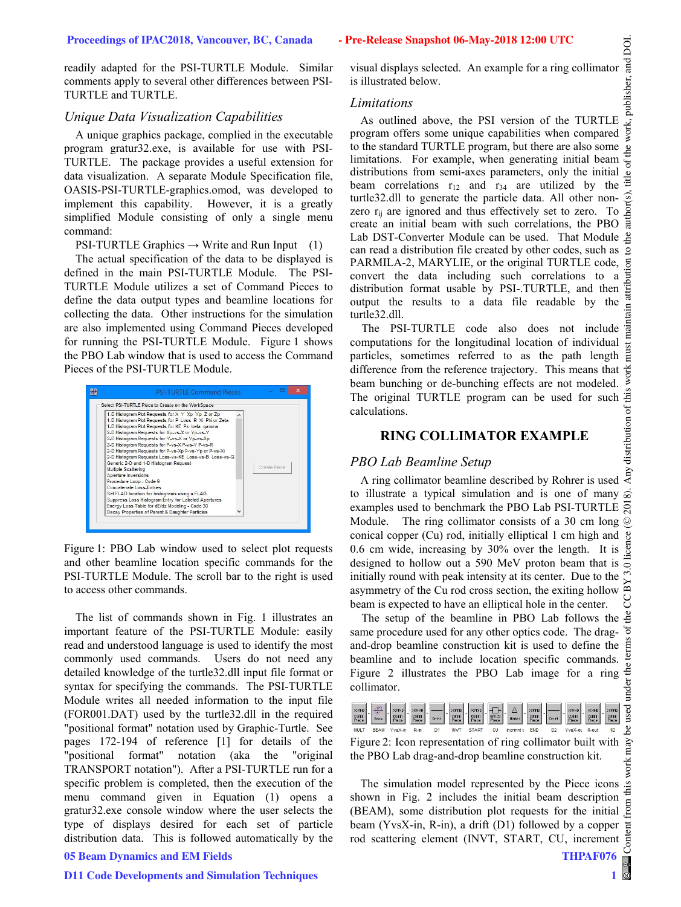readily adapted for the PSI-TURTLE Module. Similar comments apply to several other differences between PSI-TURTLE and TURTLE.

### Unique Data Visualization Capabilities

A unique graphics package, complied in the executable program gratur32.exe, is available for use with PSI-TURTLE. The package provides a useful extension for data visualization. A separate Module Specification file, OASIS-PSI-TURTLE-graphics.omod, was developed to implement this capability. However, it is a greatly simplified Module consisting of only a single menu command:

PSI-TURTLE Graphics → Write and Run Input (1)

The actual specification of the data to be displayed is defined in the main PSI-TURTLE Module. The PSI-TURTLE Module utilizes a set of Command Pieces to define the data output types and beamline locations for collecting the data. Other instructions for the simulation are also implemented using Command Pieces developed for running the PSI-TURTLE Module. Figure 1 shows the PBO Lab window that is used to access the Command Pieces of the PSI-TURTLE Module.

Figure 1: PBO Lab window used to select plot requests and other beamline location specific commands for the PSI-TURTLE Module. The scroll bar to the right is used to access other commands.

The list of commands shown in Fig. 1 illustrates an important feature of the PSI-TURTLE Module: easily read and understood language is used to identify the most commonly used commands. Users do not need any detailed knowledge of the turtle32.dll input file format or syntax for specifying the commands. The PSI-TURTLE Module writes all needed information to the input file (FOR001.DAT) used by the turtle32.dll in the required "positional format" notation used by Graphic-Turtle. See pages 172-194 of reference [1] for details of the "positional format" notation (aka the "original TRANSPORT notation"). After a PSI-TURTLE run for a specific problem is completed, then the execution of the menu command given in Equation (1) opens a gratur32.exe console window where the user selects the type of displays desired for each set of particle distribution data. This is followed automatically by the visual displays selected. An example for a ring collimator is illustrated below.

### Limitations

As outlined above, the PSI version of the TURTLE program offers some unique capabilities when compared to the standard TURTLE program, but there are also some limitations. For example, when generating initial beam distributions from semi-axes parameters, only the initial beam correlations $r_{12}$ and $r_{34}$ are utilized by the turtle32.dll to generate the particle data. All other non-zero $r_{ij}$ are ignored and thus effectively set to zero. To create an initial beam with such correlations, the PBO Lab DST-Converter Module can be used. That Module can read a distribution file created by other codes, such as PARMILA-2, MARYLIE, or the original TURTLE code, convert the data including such correlations to a distribution format usable by PSI-.TURTLE, and then output the results to a data file readable by the turtle32.dll.

The PSI-TURTLE code also does not include computations for the longitudinal location of individual particles, sometimes referred to as the path length difference from the reference trajectory. This means that beam bunching or de-bunching effects are not modeled. The original TURTLE program can be used for such calculations.

## RING COLLIMATOR EXAMPLE

### PBO Lab Beamline Setup

A ring collimator beamline described by Rohrer is used to illustrate a typical simulation and is one of many examples used to benchmark the PBO Lab PSI-TURTLE Module. The ring collimator consists of a 30 cm long conical copper (Cu) rod, initially elliptical 1 cm high and 0.6 cm wide, increasing by 30% over the length. It is designed to hollow out a 590 MeV proton beam that is initially round with peak intensity at its center. Due to the asymmetry of the Cu rod cross section, the exiting hollow beam is expected to have an elliptical hole in the center.

The setup of the beamline in PBO Lab follows the same procedure used for any other optics code. The drag-and-drop beamline construction kit is used to define the beamline and to include location specific commands. Figure 2 illustrates the PBO Lab image for a ring collimator.

Figure 2: Icon representation of ring collimator built with the PBO Lab drag-and-drop beamline construction kit.

The simulation model represented by the Piece icons shown in Fig. 2 includes the initial beam description (BEAM), some distribution plot requests for the initial beam (YvsX-in, R-in), a drift (D1) followed by a copper rod scattering element (INVT, START, CU, increment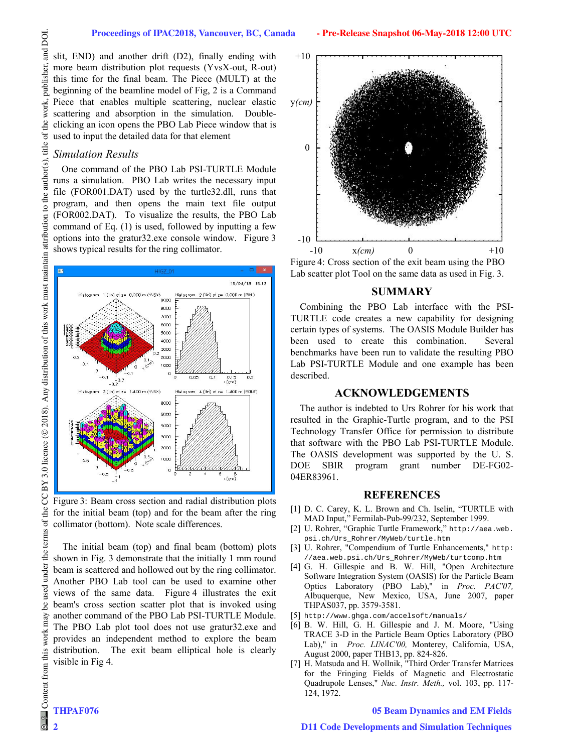slit, END) and another drift (D2), finally ending with more beam distribution plot requests (YvsX-out, R-out) this time for the final beam. The Piece (MULT) at the beginning of the beamline model of Fig, 2 is a Command Piece that enables multiple scattering, nuclear elastic scattering and absorption in the simulation. Double-clicking an icon opens the PBO Lab Piece window that is used to input the detailed data for that element

### *Simulation Results*

One command of the PBO Lab PSI-TURTLE Module runs a simulation. PBO Lab writes the necessary input file (FOR001.DAT) used by the turtle32.dll, runs that program, and then opens the main text file output (FOR002.DAT). To visualize the results, the PBO Lab command of Eq. (1) is used, followed by inputting a few options into the gratur32.exe console window. Figure 3 shows typical results for the ring collimator.

Figure 3: Beam cross section and radial distribution plots for the initial beam (top) and for the beam after the ring collimator (bottom). Note scale differences.

The initial beam (top) and final beam (bottom) plots shown in Fig. 3 demonstrate that the initially 1 mm round beam is scattered and hollowed out by the ring collimator. Another PBO Lab tool can be used to examine other views of the same data. Figure 4 illustrates the exit beam's cross section scatter plot that is invoked using another command of the PBO Lab PSI-TURTLE Module. The PBO Lab plot tool does not use gratur32.exe and provides an independent method to explore the beam distribution. The exit beam elliptical hole is clearly visible in Fig 4.

Figure 4: Cross section of the exit beam using the PBO Lab scatter plot Tool on the same data as used in Fig. 3.

## SUMMARY

Combining the PBO Lab interface with the PSI-TURTLE code creates a new capability for designing certain types of systems. The OASIS Module Builder has been used to create this combination. Several benchmarks have been run to validate the resulting PBO Lab PSI-TURTLE Module and one example has been described.

## ACKNOWLEDGEMENTS

The author is indebted to Urs Rohrer for his work that resulted in the Graphic-Turtle program, and to the PSI Technology Transfer Office for permission to distribute that software with the PBO Lab PSI-TURTLE Module. The OASIS development was supported by the U. S. DOE SBIR program grant number DE-FG02-04ER83961.

## REFERENCES

[1] D. C. Carey, K. L. Brown and Ch. Iselin, "TURTLE with MAD Input," Fermilab-Pub-99/232, September 1999.

[2] U. Rohrer, "Graphic Turtle Framework," http://aea.web.psi.ch/Urs_Rohrer/MyWeb/turtle.htm

[3] U. Rohrer, "Compendium of Turtle Enhancements," http://aea.web.psi.ch/Urs_Rohrer/MyWeb/turtcomp.htm

[4] G. H. Gillespie and B. W. Hill, "Open Architecture Software Integration System (OASIS) for the Particle Beam Optics Laboratory (PBO Lab)," in *Proc. PAC'07*, Albuquerque, New Mexico, USA, June 2007, paper THPAS037, pp. 3579-3581.

[5] http://www.ghga.com/accelsoft/manuals/

[6] B. W. Hill, G. H. Gillespie and J. M. Moore, "Using TRACE 3-D in the Particle Beam Optics Laboratory (PBO Lab)," in *Proc. LINAC'00,* Monterey, California, USA, August 2000, paper THB13, pp. 824-826.

[7] H. Matsuda and H. Wollnik, "Third Order Transfer Matrices for the Fringing Fields of Magnetic and Electrostatic Quadrupole Lenses," *Nuc. Instr. Meth.*, vol. 103, pp. 117-124, 1972.